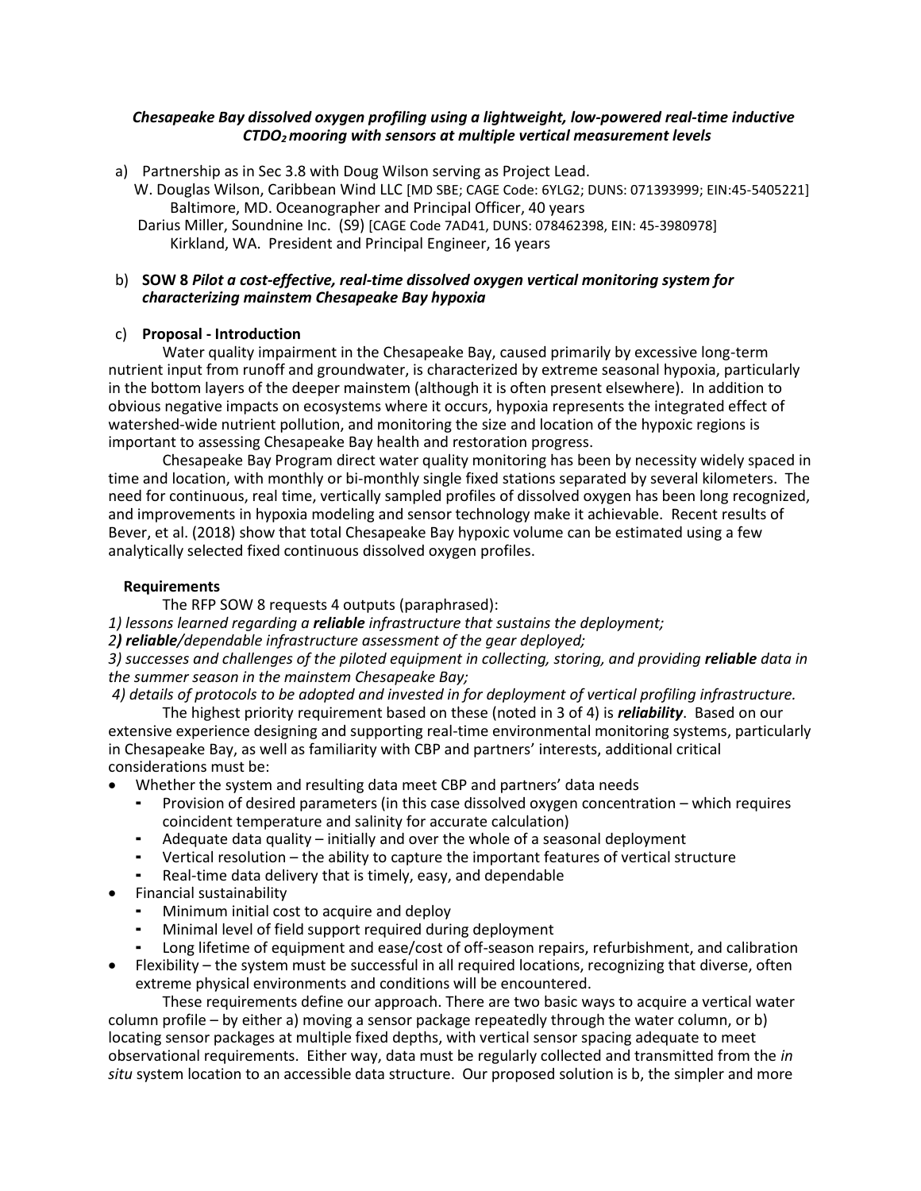### *Chesapeake Bay dissolved oxygen profiling using a lightweight, low-powered real-time inductive $CTDO_2$ mooring with sensors at multiple vertical measurement levels*

a) Partnership as in Sec 3.8 with Doug Wilson serving as Project Lead.
   W. Douglas Wilson, Caribbean Wind LLC [MD SBE; CAGE Code: 6YLG2; DUNS: 071393999; EIN:45-5405221]
   Baltimore, MD. Oceanographer and Principal Officer, 40 years
   Darius Miller, Soundnine Inc. (S9) [CAGE Code 7AD41, DUNS: 078462398, EIN: 45-3980978]
   Kirkland, WA. President and Principal Engineer, 16 years

b) **SOW 8** ***Pilot a cost-effective, real-time dissolved oxygen vertical monitoring system for characterizing mainstem Chesapeake Bay hypoxia***

c) **Proposal - Introduction**

Water quality impairment in the Chesapeake Bay, caused primarily by excessive long-term nutrient input from runoff and groundwater, is characterized by extreme seasonal hypoxia, particularly in the bottom layers of the deeper mainstem (although it is often present elsewhere). In addition to obvious negative impacts on ecosystems where it occurs, hypoxia represents the integrated effect of watershed-wide nutrient pollution, and monitoring the size and location of the hypoxic regions is important to assessing Chesapeake Bay health and restoration progress.

Chesapeake Bay Program direct water quality monitoring has been by necessity widely spaced in time and location, with monthly or bi-monthly single fixed stations separated by several kilometers. The need for continuous, real time, vertically sampled profiles of dissolved oxygen has been long recognized, and improvements in hypoxia modeling and sensor technology make it achievable. Recent results of Bever, et al. (2018) show that total Chesapeake Bay hypoxic volume can be estimated using a few analytically selected fixed continuous dissolved oxygen profiles.

**Requirements**

The RFP SOW 8 requests 4 outputs (paraphrased):

*1) lessons learned regarding a **reliable** infrastructure that sustains the deployment;*
*2**) reliable**/dependable infrastructure assessment of the gear deployed;*
*3) successes and challenges of the piloted equipment in collecting, storing, and providing **reliable** data in the summer season in the mainstem Chesapeake Bay;*
*4) details of protocols to be adopted and invested in for deployment of vertical profiling infrastructure.*

The highest priority requirement based on these (noted in 3 of 4) is ***reliability***. Based on our extensive experience designing and supporting real-time environmental monitoring systems, particularly in Chesapeake Bay, as well as familiarity with CBP and partners' interests, additional critical considerations must be:

- Whether the system and resulting data meet CBP and partners' data needs
  - Provision of desired parameters (in this case dissolved oxygen concentration – which requires coincident temperature and salinity for accurate calculation)
  - Adequate data quality – initially and over the whole of a seasonal deployment
  - Vertical resolution – the ability to capture the important features of vertical structure
  - Real-time data delivery that is timely, easy, and dependable
- Financial sustainability
  - Minimum initial cost to acquire and deploy
  - Minimal level of field support required during deployment
  - Long lifetime of equipment and ease/cost of off-season repairs, refurbishment, and calibration
- Flexibility – the system must be successful in all required locations, recognizing that diverse, often extreme physical environments and conditions will be encountered.

These requirements define our approach. There are two basic ways to acquire a vertical water column profile – by either a) moving a sensor package repeatedly through the water column, or b) locating sensor packages at multiple fixed depths, with vertical sensor spacing adequate to meet observational requirements. Either way, data must be regularly collected and transmitted from the *in situ* system location to an accessible data structure. Our proposed solution is b, the simpler and more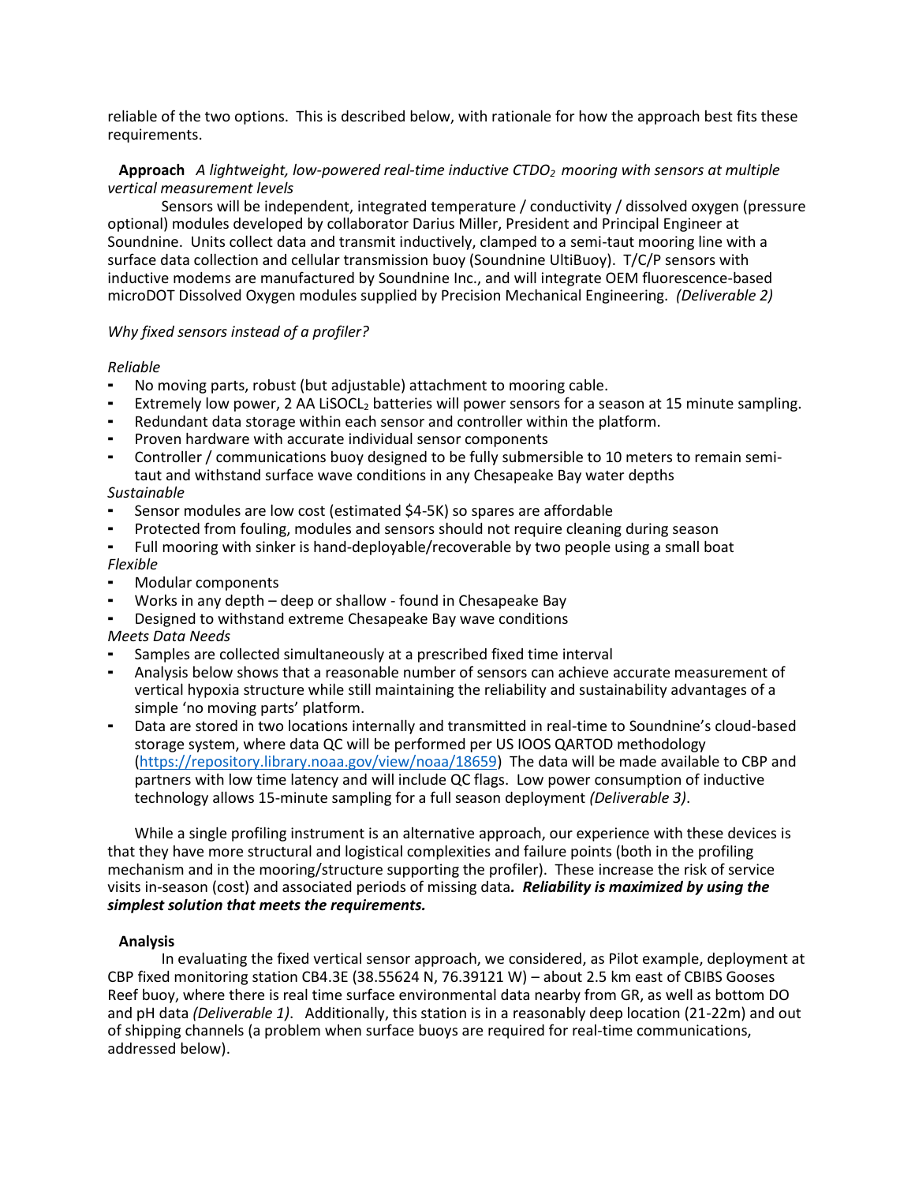reliable of the two options. This is described below, with rationale for how the approach best fits these requirements.

**Approach** *A lightweight, low-powered real-time inductive $CTDO_2$ mooring with sensors at multiple vertical measurement levels*

Sensors will be independent, integrated temperature / conductivity / dissolved oxygen (pressure optional) modules developed by collaborator Darius Miller, President and Principal Engineer at Soundnine. Units collect data and transmit inductively, clamped to a semi-taut mooring line with a surface data collection and cellular transmission buoy (Soundnine UltiBuoy). T/C/P sensors with inductive modems are manufactured by Soundnine Inc., and will integrate OEM fluorescence-based microDOT Dissolved Oxygen modules supplied by Precision Mechanical Engineering. *(Deliverable 2)*

*Why fixed sensors instead of a profiler?*

*Reliable*

- No moving parts, robust (but adjustable) attachment to mooring cable.
- Extremely low power, 2 AA $LiSOCL_2$ batteries will power sensors for a season at 15 minute sampling.
- Redundant data storage within each sensor and controller within the platform.
- Proven hardware with accurate individual sensor components
- Controller / communications buoy designed to be fully submersible to 10 meters to remain semi-taut and withstand surface wave conditions in any Chesapeake Bay water depths

*Sustainable*

- Sensor modules are low cost (estimated $4-5K) so spares are affordable
- Protected from fouling, modules and sensors should not require cleaning during season
- Full mooring with sinker is hand-deployable/recoverable by two people using a small boat

*Flexible*

- Modular components
- Works in any depth – deep or shallow - found in Chesapeake Bay
- Designed to withstand extreme Chesapeake Bay wave conditions

*Meets Data Needs*

- Samples are collected simultaneously at a prescribed fixed time interval
- Analysis below shows that a reasonable number of sensors can achieve accurate measurement of vertical hypoxia structure while still maintaining the reliability and sustainability advantages of a simple 'no moving parts' platform.
- Data are stored in two locations internally and transmitted in real-time to Soundnine's cloud-based storage system, where data QC will be performed per US IOOS QARTOD methodology (https://repository.library.noaa.gov/view/noaa/18659) The data will be made available to CBP and partners with low time latency and will include QC flags. Low power consumption of inductive technology allows 15-minute sampling for a full season deployment *(Deliverable 3)*.

While a single profiling instrument is an alternative approach, our experience with these devices is that they have more structural and logistical complexities and failure points (both in the profiling mechanism and in the mooring/structure supporting the profiler). These increase the risk of service visits in-season (cost) and associated periods of missing data***. Reliability is maximized by using the simplest solution that meets the requirements.***

**Analysis**

In evaluating the fixed vertical sensor approach, we considered, as Pilot example, deployment at CBP fixed monitoring station CB4.3E (38.55624 N, 76.39121 W) – about 2.5 km east of CBIBS Gooses Reef buoy, where there is real time surface environmental data nearby from GR, as well as bottom DO and pH data *(Deliverable 1)*. Additionally, this station is in a reasonably deep location (21-22m) and out of shipping channels (a problem when surface buoys are required for real-time communications, addressed below).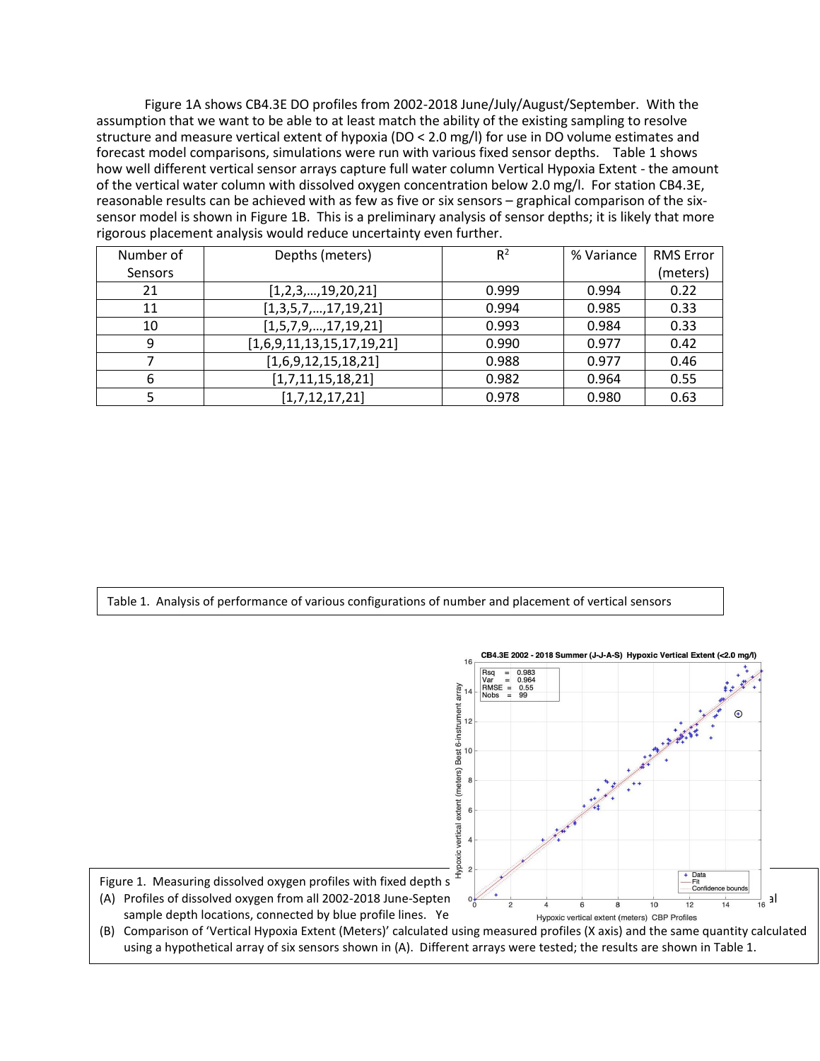Figure 1A shows CB4.3E DO profiles from 2002-2018 June/July/August/September. With the assumption that we want to be able to at least match the ability of the existing sampling to resolve structure and measure vertical extent of hypoxia (DO < 2.0 mg/l) for use in DO volume estimates and forecast model comparisons, simulations were run with various fixed sensor depths. Table 1 shows how well different vertical sensor arrays capture full water column Vertical Hypoxia Extent - the amount of the vertical water column with dissolved oxygen concentration below 2.0 mg/l. For station CB4.3E, reasonable results can be achieved with as few as five or six sensors – graphical comparison of the six-sensor model is shown in Figure 1B. This is a preliminary analysis of sensor depths; it is likely that more rigorous placement analysis would reduce uncertainty even further.

| Number of Sensors | Depths (meters) | $R^2$ | % Variance | RMS Error (meters) |
|---|---|---|---|---|
| 21 | [1,2,3,…,19,20,21] | 0.999 | 0.994 | 0.22 |
| 11 | [1,3,5,7,…,17,19,21] | 0.994 | 0.985 | 0.33 |
| 10 | [1,5,7,9,…,17,19,21] | 0.993 | 0.984 | 0.33 |
| 9 | [1,6,9,11,13,15,17,19,21] | 0.990 | 0.977 | 0.42 |
| 7 | [1,6,9,12,15,18,21] | 0.988 | 0.977 | 0.46 |
| 6 | [1,7,11,15,18,21] | 0.982 | 0.964 | 0.55 |
| 5 | [1,7,12,17,21] | 0.978 | 0.980 | 0.63 |

Table 1. Analysis of performance of various configurations of number and placement of vertical sensors

Figure 1. Measuring dissolved oxygen profiles with fixed depth s… al
(A) Profiles of dissolved oxygen from all 2002-2018 June-Septen… sample depth locations, connected by blue profile lines. Ye…
(B) Comparison of 'Vertical Hypoxia Extent (Meters)' calculated using measured profiles (X axis) and the same quantity calculated using a hypothetical array of six sensors shown in (A). Different arrays were tested; the results are shown in Table 1.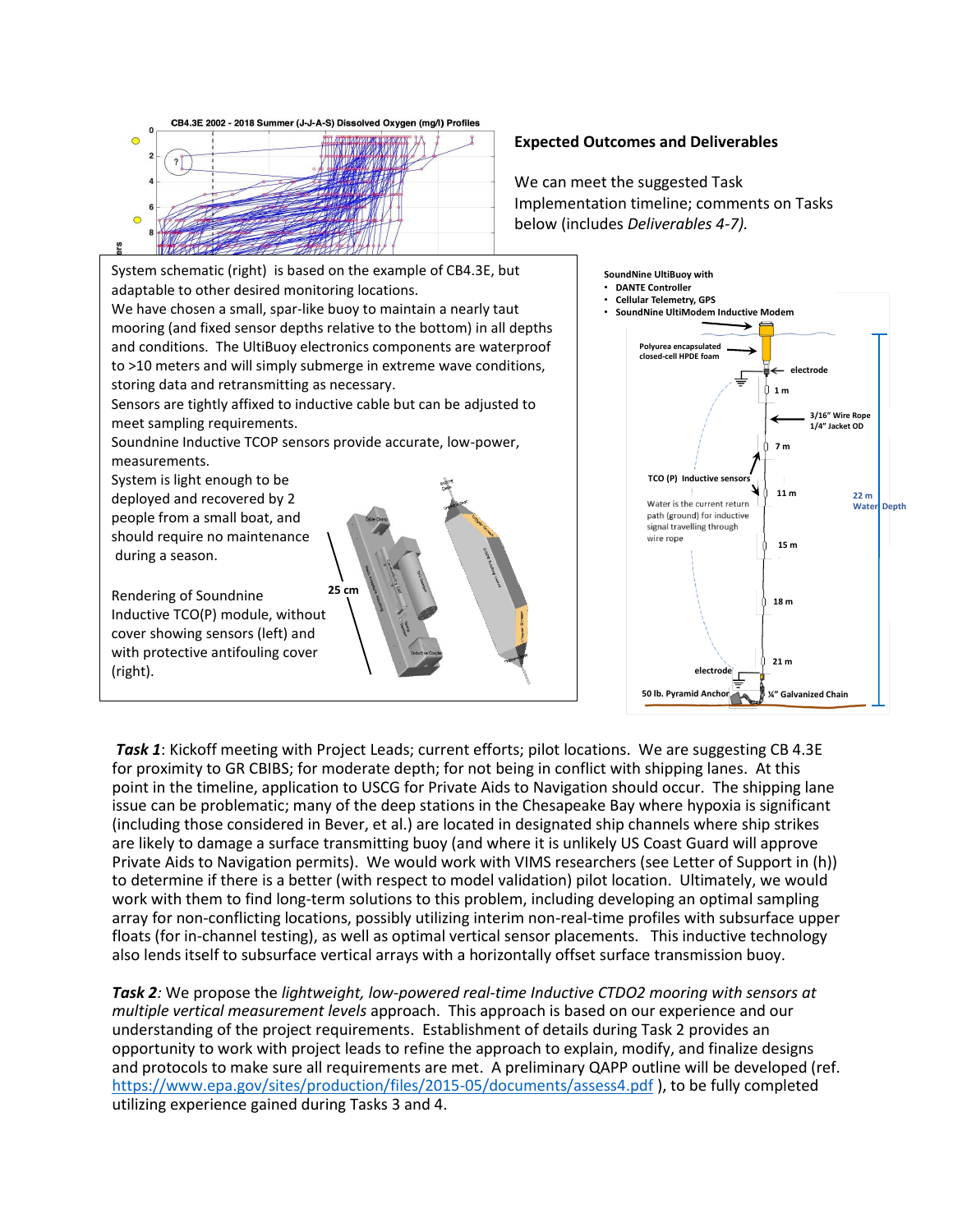## Expected Outcomes and Deliverables

We can meet the suggested Task Implementation timeline; comments on Tasks below (includes *Deliverables 4-7).*

System schematic (right) is based on the example of CB4.3E, but adaptable to other desired monitoring locations.

We have chosen a small, spar-like buoy to maintain a nearly taut mooring (and fixed sensor depths relative to the bottom) in all depths and conditions. The UltiBuoy electronics components are waterproof to >10 meters and will simply submerge in extreme wave conditions, storing data and retransmitting as necessary.

Sensors are tightly affixed to inductive cable but can be adjusted to meet sampling requirements.

Soundnine Inductive TCOP sensors provide accurate, low-power, measurements.

System is light enough to be deployed and recovered by 2 people from a small boat, and should require no maintenance during a season.

Rendering of Soundnine Inductive TCO(P) module, without cover showing sensors (left) and with protective antifouling cover (right).

***Task 1***: Kickoff meeting with Project Leads; current efforts; pilot locations. We are suggesting CB 4.3E for proximity to GR CBIBS; for moderate depth; for not being in conflict with shipping lanes. At this point in the timeline, application to USCG for Private Aids to Navigation should occur. The shipping lane issue can be problematic; many of the deep stations in the Chesapeake Bay where hypoxia is significant (including those considered in Bever, et al.) are located in designated ship channels where ship strikes are likely to damage a surface transmitting buoy (and where it is unlikely US Coast Guard will approve Private Aids to Navigation permits). We would work with VIMS researchers (see Letter of Support in (h)) to determine if there is a better (with respect to model validation) pilot location. Ultimately, we would work with them to find long-term solutions to this problem, including developing an optimal sampling array for non-conflicting locations, possibly utilizing interim non-real-time profiles with subsurface upper floats (for in-channel testing), as well as optimal vertical sensor placements. This inductive technology also lends itself to subsurface vertical arrays with a horizontally offset surface transmission buoy.

***Task 2***: We propose the *lightweight, low-powered real-time Inductive CTDO2 mooring with sensors at multiple vertical measurement levels* approach. This approach is based on our experience and our understanding of the project requirements. Establishment of details during Task 2 provides an opportunity to work with project leads to refine the approach to explain, modify, and finalize designs and protocols to make sure all requirements are met. A preliminary QAPP outline will be developed (ref. https://www.epa.gov/sites/production/files/2015-05/documents/assess4.pdf ), to be fully completed utilizing experience gained during Tasks 3 and 4.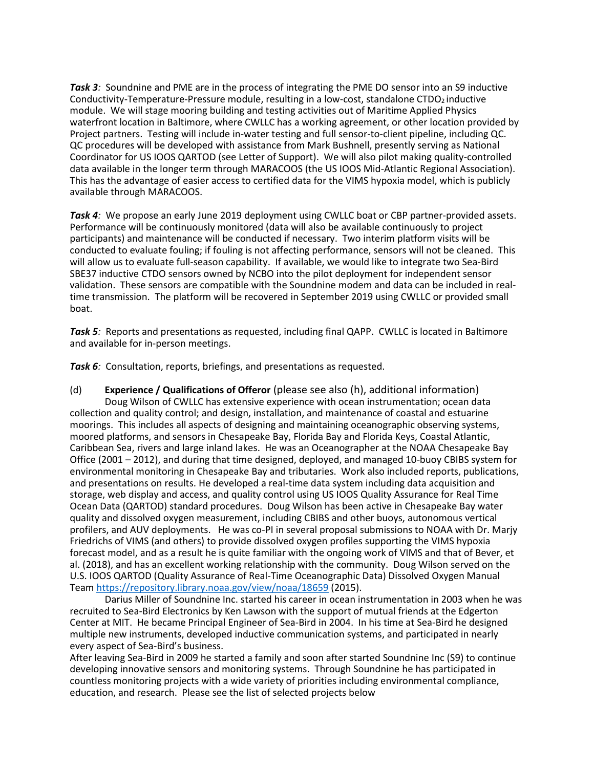***Task 3:*** Soundnine and PME are in the process of integrating the PME DO sensor into an S9 inductive Conductivity-Temperature-Pressure module, resulting in a low-cost, standalone $CTDO_2$ inductive module. We will stage mooring building and testing activities out of Maritime Applied Physics waterfront location in Baltimore, where CWLLC has a working agreement, or other location provided by Project partners. Testing will include in-water testing and full sensor-to-client pipeline, including QC. QC procedures will be developed with assistance from Mark Bushnell, presently serving as National Coordinator for US IOOS QARTOD (see Letter of Support). We will also pilot making quality-controlled data available in the longer term through MARACOOS (the US IOOS Mid-Atlantic Regional Association). This has the advantage of easier access to certified data for the VIMS hypoxia model, which is publicly available through MARACOOS.

***Task 4:*** We propose an early June 2019 deployment using CWLLC boat or CBP partner-provided assets. Performance will be continuously monitored (data will also be available continuously to project participants) and maintenance will be conducted if necessary. Two interim platform visits will be conducted to evaluate fouling; if fouling is not affecting performance, sensors will not be cleaned. This will allow us to evaluate full-season capability. If available, we would like to integrate two Sea-Bird SBE37 inductive CTDO sensors owned by NCBO into the pilot deployment for independent sensor validation. These sensors are compatible with the Soundnine modem and data can be included in real-time transmission. The platform will be recovered in September 2019 using CWLLC or provided small boat.

***Task 5:*** Reports and presentations as requested, including final QAPP. CWLLC is located in Baltimore and available for in-person meetings.

***Task 6:*** Consultation, reports, briefings, and presentations as requested.

(d) **Experience / Qualifications of Offeror** (please see also (h), additional information)

Doug Wilson of CWLLC has extensive experience with ocean instrumentation; ocean data collection and quality control; and design, installation, and maintenance of coastal and estuarine moorings. This includes all aspects of designing and maintaining oceanographic observing systems, moored platforms, and sensors in Chesapeake Bay, Florida Bay and Florida Keys, Coastal Atlantic, Caribbean Sea, rivers and large inland lakes. He was an Oceanographer at the NOAA Chesapeake Bay Office (2001 – 2012), and during that time designed, deployed, and managed 10-buoy CBIBS system for environmental monitoring in Chesapeake Bay and tributaries. Work also included reports, publications, and presentations on results. He developed a real-time data system including data acquisition and storage, web display and access, and quality control using US IOOS Quality Assurance for Real Time Ocean Data (QARTOD) standard procedures. Doug Wilson has been active in Chesapeake Bay water quality and dissolved oxygen measurement, including CBIBS and other buoys, autonomous vertical profilers, and AUV deployments. He was co-PI in several proposal submissions to NOAA with Dr. Marjy Friedrichs of VIMS (and others) to provide dissolved oxygen profiles supporting the VIMS hypoxia forecast model, and as a result he is quite familiar with the ongoing work of VIMS and that of Bever, et al. (2018), and has an excellent working relationship with the community. Doug Wilson served on the U.S. IOOS QARTOD (Quality Assurance of Real-Time Oceanographic Data) Dissolved Oxygen Manual Team https://repository.library.noaa.gov/view/noaa/18659 (2015).

Darius Miller of Soundnine Inc. started his career in ocean instrumentation in 2003 when he was recruited to Sea-Bird Electronics by Ken Lawson with the support of mutual friends at the Edgerton Center at MIT. He became Principal Engineer of Sea-Bird in 2004. In his time at Sea-Bird he designed multiple new instruments, developed inductive communication systems, and participated in nearly every aspect of Sea-Bird's business.

After leaving Sea-Bird in 2009 he started a family and soon after started Soundnine Inc (S9) to continue developing innovative sensors and monitoring systems. Through Soundnine he has participated in countless monitoring projects with a wide variety of priorities including environmental compliance, education, and research. Please see the list of selected projects below